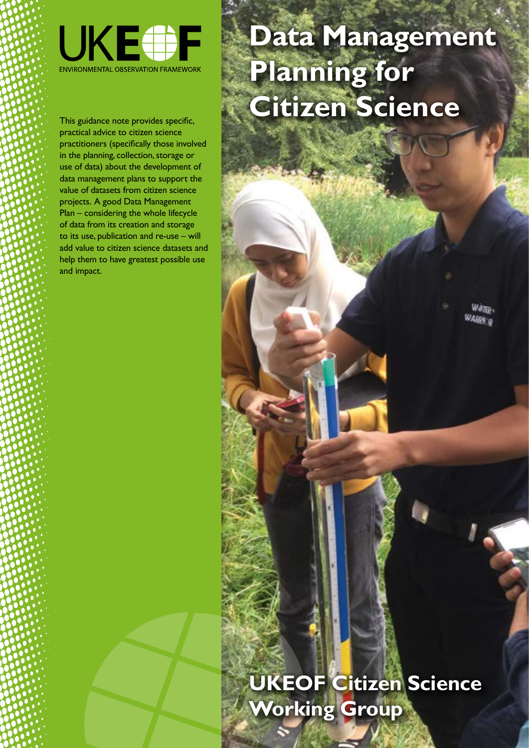UKEOF

ENVIRONMENTAL OBSERVATION FRAMEWORK

# Data Management Planning for Citizen Science

This guidance note provides specific, practical advice to citizen science practitioners (specifically those involved in the planning, collection, storage or use of data) about the development of data management plans to support the value of datasets from citizen science projects. A good Data Management Plan – considering the whole lifecycle of data from its creation and storage to its use, publication and re-use – will add value to citizen science datasets and help them to have greatest possible use and impact.

## UKEOF Citizen Science Working Group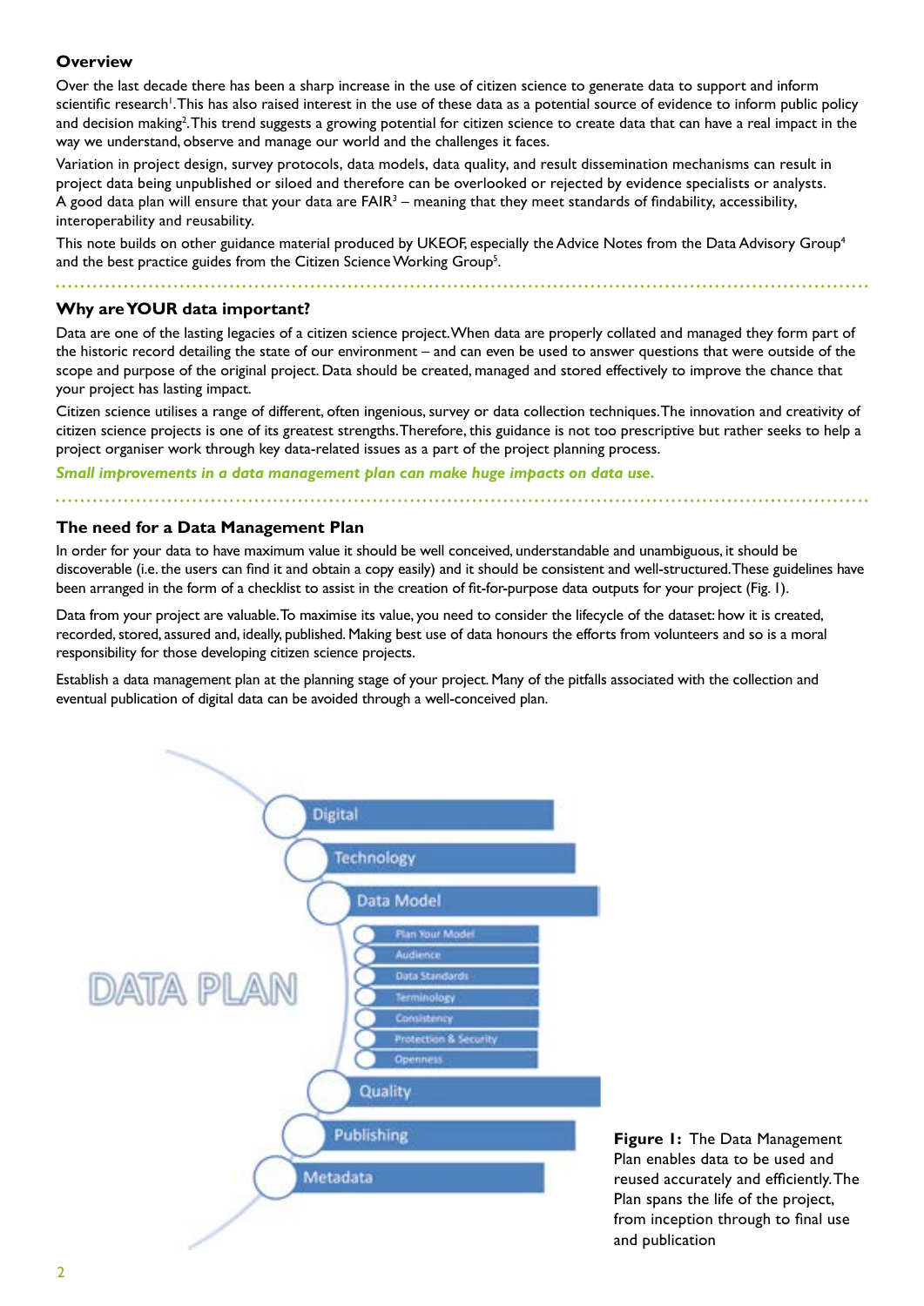## Overview

Over the last decade there has been a sharp increase in the use of citizen science to generate data to support and inform scientific research[1]. This has also raised interest in the use of these data as a potential source of evidence to inform public policy and decision making[2]. This trend suggests a growing potential for citizen science to create data that can have a real impact in the way we understand, observe and manage our world and the challenges it faces.

Variation in project design, survey protocols, data models, data quality, and result dissemination mechanisms can result in project data being unpublished or siloed and therefore can be overlooked or rejected by evidence specialists or analysts. A good data plan will ensure that your data are FAIR[3] – meaning that they meet standards of findability, accessibility, interoperability and reusability.

This note builds on other guidance material produced by UKEOF, especially the Advice Notes from the Data Advisory Group[4] and the best practice guides from the Citizen Science Working Group[5].

## Why are YOUR data important?

Data are one of the lasting legacies of a citizen science project. When data are properly collated and managed they form part of the historic record detailing the state of our environment – and can even be used to answer questions that were outside of the scope and purpose of the original project. Data should be created, managed and stored effectively to improve the chance that your project has lasting impact.

Citizen science utilises a range of different, often ingenious, survey or data collection techniques. The innovation and creativity of citizen science projects is one of its greatest strengths. Therefore, this guidance is not too prescriptive but rather seeks to help a project organiser work through key data-related issues as a part of the project planning process.

***Small improvements in a data management plan can make huge impacts on data use.***

## The need for a Data Management Plan

In order for your data to have maximum value it should be well conceived, understandable and unambiguous, it should be discoverable (i.e. the users can find it and obtain a copy easily) and it should be consistent and well-structured. These guidelines have been arranged in the form of a checklist to assist in the creation of fit-for-purpose data outputs for your project (Fig. 1).

Data from your project are valuable. To maximise its value, you need to consider the lifecycle of the dataset: how it is created, recorded, stored, assured and, ideally, published. Making best use of data honours the efforts from volunteers and so is a moral responsibility for those developing citizen science projects.

Establish a data management plan at the planning stage of your project. Many of the pitfalls associated with the collection and eventual publication of digital data can be avoided through a well-conceived plan.

DATA PLAN

- Digital
- Technology
- Data Model
  - Plan Your Model
  - Audience
  - Data Standards
  - Terminology
  - Consistency
  - Protection & Security
  - Openness
- Quality
- Publishing
- Metadata

**Figure 1:** The Data Management Plan enables data to be used and reused accurately and efficiently. The Plan spans the life of the project, from inception through to final use and publication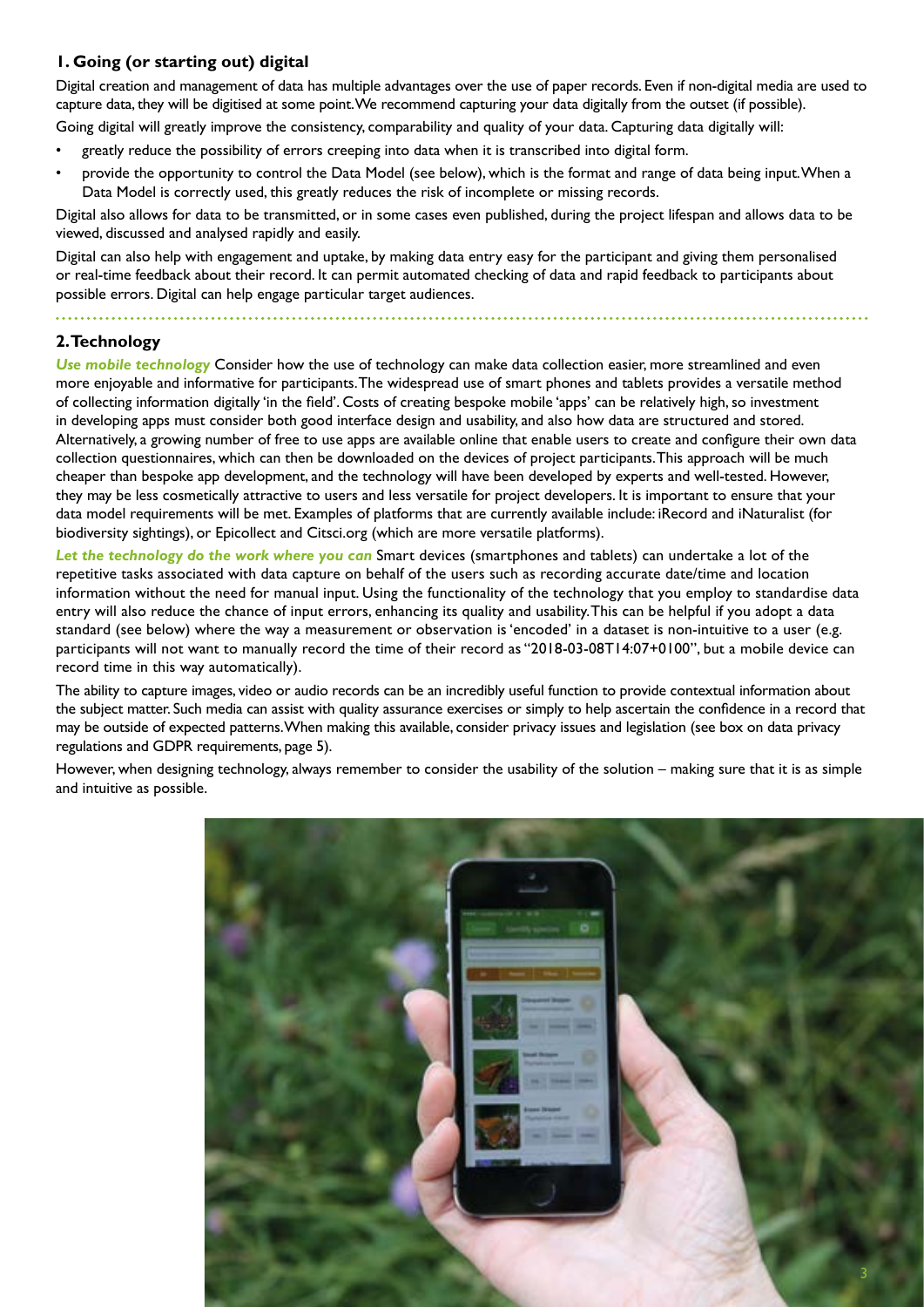## 1. Going (or starting out) digital

Digital creation and management of data has multiple advantages over the use of paper records. Even if non-digital media are used to capture data, they will be digitised at some point. We recommend capturing your data digitally from the outset (if possible).

Going digital will greatly improve the consistency, comparability and quality of your data. Capturing data digitally will:

- greatly reduce the possibility of errors creeping into data when it is transcribed into digital form.
- provide the opportunity to control the Data Model (see below), which is the format and range of data being input. When a Data Model is correctly used, this greatly reduces the risk of incomplete or missing records.

Digital also allows for data to be transmitted, or in some cases even published, during the project lifespan and allows data to be viewed, discussed and analysed rapidly and easily.

Digital can also help with engagement and uptake, by making data entry easy for the participant and giving them personalised or real-time feedback about their record. It can permit automated checking of data and rapid feedback to participants about possible errors. Digital can help engage particular target audiences.

## 2. Technology

***Use mobile technology*** Consider how the use of technology can make data collection easier, more streamlined and even more enjoyable and informative for participants. The widespread use of smart phones and tablets provides a versatile method of collecting information digitally 'in the field'. Costs of creating bespoke mobile 'apps' can be relatively high, so investment in developing apps must consider both good interface design and usability, and also how data are structured and stored. Alternatively, a growing number of free to use apps are available online that enable users to create and configure their own data collection questionnaires, which can then be downloaded on the devices of project participants. This approach will be much cheaper than bespoke app development, and the technology will have been developed by experts and well-tested. However, they may be less cosmetically attractive to users and less versatile for project developers. It is important to ensure that your data model requirements will be met. Examples of platforms that are currently available include: iRecord and iNaturalist (for biodiversity sightings), or Epicollect and Citsci.org (which are more versatile platforms).

***Let the technology do the work where you can*** Smart devices (smartphones and tablets) can undertake a lot of the repetitive tasks associated with data capture on behalf of the users such as recording accurate date/time and location information without the need for manual input. Using the functionality of the technology that you employ to standardise data entry will also reduce the chance of input errors, enhancing its quality and usability. This can be helpful if you adopt a data standard (see below) where the way a measurement or observation is 'encoded' in a dataset is non-intuitive to a user (e.g. participants will not want to manually record the time of their record as "2018-03-08T14:07+0100", but a mobile device can record time in this way automatically).

The ability to capture images, video or audio records can be an incredibly useful function to provide contextual information about the subject matter. Such media can assist with quality assurance exercises or simply to help ascertain the confidence in a record that may be outside of expected patterns. When making this available, consider privacy issues and legislation (see box on data privacy regulations and GDPR requirements, page 5).

However, when designing technology, always remember to consider the usability of the solution – making sure that it is as simple and intuitive as possible.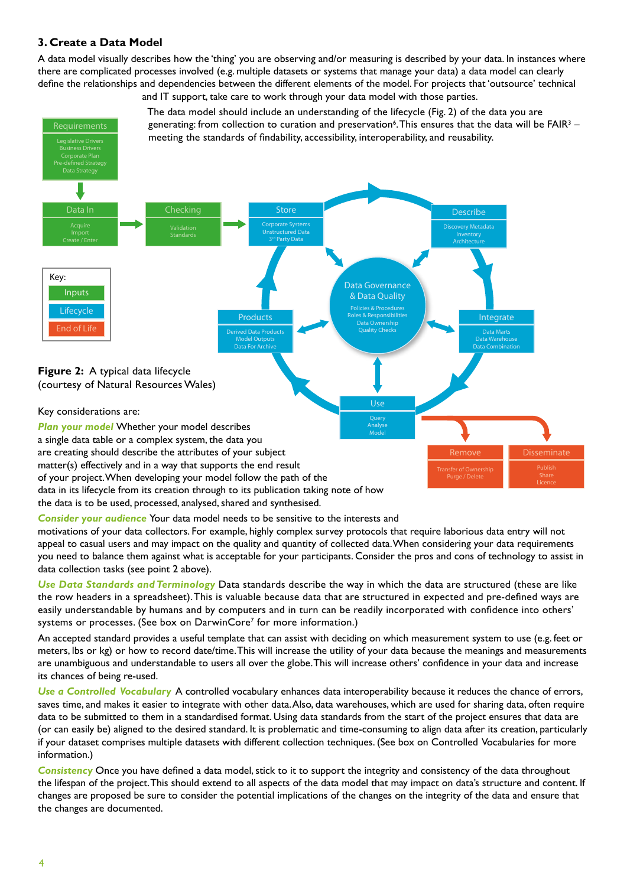### 3. Create a Data Model

A data model visually describes how the 'thing' you are observing and/or measuring is described by your data. In instances where there are complicated processes involved (e.g. multiple datasets or systems that manage your data) a data model can clearly define the relationships and dependencies between the different elements of the model. For projects that 'outsource' technical and IT support, take care to work through your data model with those parties.

The data model should include an understanding of the lifecycle (Fig. 2) of the data you are generating: from collection to curation and preservation[6]. This ensures that the data will be FAIR[3] – meeting the standards of findability, accessibility, interoperability, and reusability.

Requirements
Legislative Drivers
Business Drivers
Corporate Plan
Pre-defined Strategy
Data Strategy

Data In
Acquire
Import
Create / Enter

Checking
Validation
Standards

Store
Corporate Systems
Unstructured Data
3rd Party Data

Describe
Discovery Metadata
Inventory
Architecture

Data Governance & Data Quality
Policies & Procedures
Roles & Responsibilities
Data Ownership
Quality Checks

Products
Derived Data Products
Model Outputs
Data For Archive

Integrate
Data Marts
Data Warehouse
Data Combination

Use
Query
Analyse
Model

Remove
Transfer of Ownership
Purge / Delete

Disseminate
Publish
Share
Licence

Key:
Inputs
Lifecycle
End of Life

**Figure 2:** A typical data lifecycle
(courtesy of Natural Resources Wales)

Key considerations are:

***Plan your model*** Whether your model describes a single data table or a complex system, the data you are creating should describe the attributes of your subject matter(s) effectively and in a way that supports the end result of your project. When developing your model follow the path of the data in its lifecycle from its creation through to its publication taking note of how the data is to be used, processed, analysed, shared and synthesised.

***Consider your audience*** Your data model needs to be sensitive to the interests and motivations of your data collectors. For example, highly complex survey protocols that require laborious data entry will not appeal to casual users and may impact on the quality and quantity of collected data. When considering your data requirements you need to balance them against what is acceptable for your participants. Consider the pros and cons of technology to assist in data collection tasks (see point 2 above).

***Use Data Standards and Terminology*** Data standards describe the way in which the data are structured (these are like the row headers in a spreadsheet). This is valuable because data that are structured in expected and pre-defined ways are easily understandable by humans and by computers and in turn can be readily incorporated with confidence into others' systems or processes. (See box on DarwinCore[7] for more information.)

An accepted standard provides a useful template that can assist with deciding on which measurement system to use (e.g. feet or meters, lbs or kg) or how to record date/time. This will increase the utility of your data because the meanings and measurements are unambiguous and understandable to users all over the globe. This will increase others' confidence in your data and increase its chances of being re-used.

***Use a Controlled Vocabulary*** A controlled vocabulary enhances data interoperability because it reduces the chance of errors, saves time, and makes it easier to integrate with other data. Also, data warehouses, which are used for sharing data, often require data to be submitted to them in a standardised format. Using data standards from the start of the project ensures that data are (or can easily be) aligned to the desired standard. It is problematic and time-consuming to align data after its creation, particularly if your dataset comprises multiple datasets with different collection techniques. (See box on Controlled Vocabularies for more information.)

***Consistency*** Once you have defined a data model, stick to it to support the integrity and consistency of the data throughout the lifespan of the project. This should extend to all aspects of the data model that may impact on data's structure and content. If changes are proposed be sure to consider the potential implications of the changes on the integrity of the data and ensure that the changes are documented.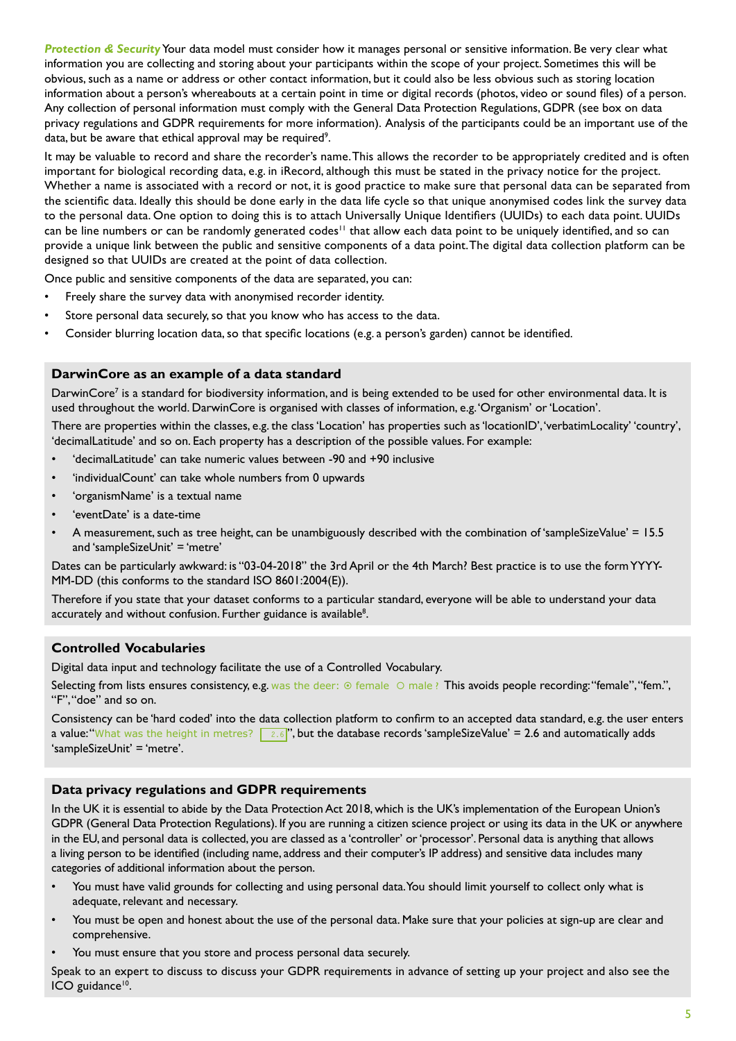***Protection & Security*** Your data model must consider how it manages personal or sensitive information. Be very clear what information you are collecting and storing about your participants within the scope of your project. Sometimes this will be obvious, such as a name or address or other contact information, but it could also be less obvious such as storing location information about a person's whereabouts at a certain point in time or digital records (photos, video or sound files) of a person. Any collection of personal information must comply with the General Data Protection Regulations, GDPR (see box on data privacy regulations and GDPR requirements for more information). Analysis of the participants could be an important use of the data, but be aware that ethical approval may be required[9].

It may be valuable to record and share the recorder's name. This allows the recorder to be appropriately credited and is often important for biological recording data, e.g. in iRecord, although this must be stated in the privacy notice for the project. Whether a name is associated with a record or not, it is good practice to make sure that personal data can be separated from the scientific data. Ideally this should be done early in the data life cycle so that unique anonymised codes link the survey data to the personal data. One option to doing this is to attach Universally Unique Identifiers (UUIDs) to each data point. UUIDs can be line numbers or can be randomly generated codes[11] that allow each data point to be uniquely identified, and so can provide a unique link between the public and sensitive components of a data point. The digital data collection platform can be designed so that UUIDs are created at the point of data collection.

Once public and sensitive components of the data are separated, you can:

- Freely share the survey data with anonymised recorder identity.
- Store personal data securely, so that you know who has access to the data.
- Consider blurring location data, so that specific locations (e.g. a person's garden) cannot be identified.

## DarwinCore as an example of a data standard

DarwinCore[7] is a standard for biodiversity information, and is being extended to be used for other environmental data. It is used throughout the world. DarwinCore is organised with classes of information, e.g. 'Organism' or 'Location'.

There are properties within the classes, e.g. the class 'Location' has properties such as 'locationID', 'verbatimLocality' 'country', 'decimalLatitude' and so on. Each property has a description of the possible values. For example:

- 'decimalLatitude' can take numeric values between -90 and +90 inclusive
- 'individualCount' can take whole numbers from 0 upwards
- 'organismName' is a textual name
- 'eventDate' is a date-time
- A measurement, such as tree height, can be unambiguously described with the combination of 'sampleSizeValue' = 15.5 and 'sampleSizeUnit' = 'metre'

Dates can be particularly awkward: is "03-04-2018" the 3rd April or the 4th March? Best practice is to use the form YYYY-MM-DD (this conforms to the standard ISO 8601:2004(E)).

Therefore if you state that your dataset conforms to a particular standard, everyone will be able to understand your data accurately and without confusion. Further guidance is available[8].

## Controlled Vocabularies

Digital data input and technology facilitate the use of a Controlled Vocabulary.

Selecting from lists ensures consistency, e.g. was the deer: ⦿ female ○ male ? This avoids people recording: "female", "fem.", "F", "doe" and so on.

Consistency can be 'hard coded' into the data collection platform to confirm to an accepted data standard, e.g. the user enters a value: "What was the height in metres? [ 2.6 ]", but the database records 'sampleSizeValue' = 2.6 and automatically adds 'sampleSizeUnit' = 'metre'.

## Data privacy regulations and GDPR requirements

In the UK it is essential to abide by the Data Protection Act 2018, which is the UK's implementation of the European Union's GDPR (General Data Protection Regulations). If you are running a citizen science project or using its data in the UK or anywhere in the EU, and personal data is collected, you are classed as a 'controller' or 'processor'. Personal data is anything that allows a living person to be identified (including name, address and their computer's IP address) and sensitive data includes many categories of additional information about the person.

- You must have valid grounds for collecting and using personal data. You should limit yourself to collect only what is adequate, relevant and necessary.
- You must be open and honest about the use of the personal data. Make sure that your policies at sign-up are clear and comprehensive.
- You must ensure that you store and process personal data securely.

Speak to an expert to discuss to discuss your GDPR requirements in advance of setting up your project and also see the ICO guidance[10].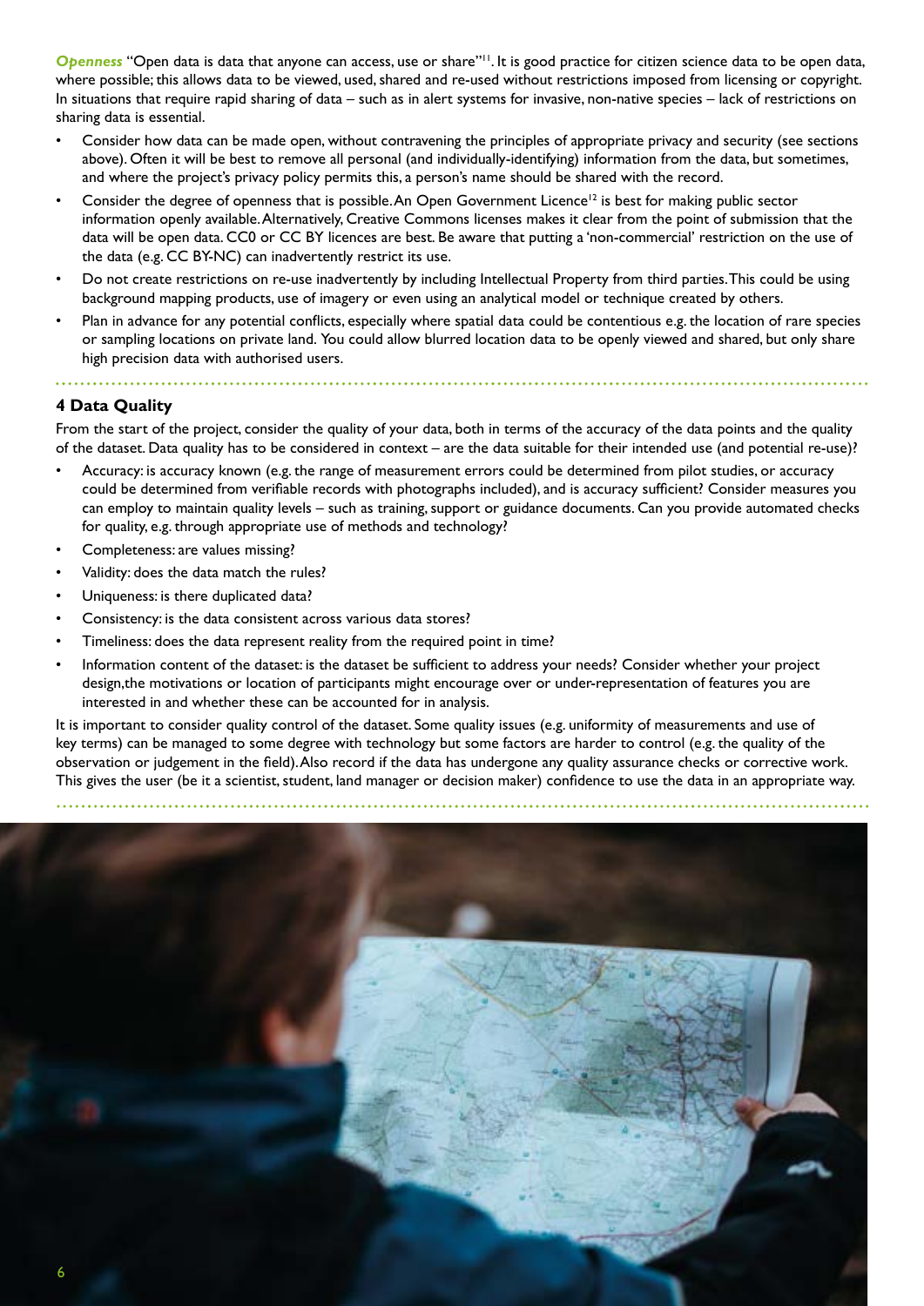***Openness*** "Open data is data that anyone can access, use or share"[11]. It is good practice for citizen science data to be open data, where possible; this allows data to be viewed, used, shared and re-used without restrictions imposed from licensing or copyright. In situations that require rapid sharing of data – such as in alert systems for invasive, non-native species – lack of restrictions on sharing data is essential.

- Consider how data can be made open, without contravening the principles of appropriate privacy and security (see sections above). Often it will be best to remove all personal (and individually-identifying) information from the data, but sometimes, and where the project's privacy policy permits this, a person's name should be shared with the record.
- Consider the degree of openness that is possible. An Open Government Licence[12] is best for making public sector information openly available. Alternatively, Creative Commons licenses makes it clear from the point of submission that the data will be open data. CC0 or CC BY licences are best. Be aware that putting a 'non-commercial' restriction on the use of the data (e.g. CC BY-NC) can inadvertently restrict its use.
- Do not create restrictions on re-use inadvertently by including Intellectual Property from third parties. This could be using background mapping products, use of imagery or even using an analytical model or technique created by others.
- Plan in advance for any potential conflicts, especially where spatial data could be contentious e.g. the location of rare species or sampling locations on private land. You could allow blurred location data to be openly viewed and shared, but only share high precision data with authorised users.

## 4 Data Quality

From the start of the project, consider the quality of your data, both in terms of the accuracy of the data points and the quality of the dataset. Data quality has to be considered in context – are the data suitable for their intended use (and potential re-use)?

- Accuracy: is accuracy known (e.g. the range of measurement errors could be determined from pilot studies, or accuracy could be determined from verifiable records with photographs included), and is accuracy sufficient? Consider measures you can employ to maintain quality levels – such as training, support or guidance documents. Can you provide automated checks for quality, e.g. through appropriate use of methods and technology?
- Completeness: are values missing?
- Validity: does the data match the rules?
- Uniqueness: is there duplicated data?
- Consistency: is the data consistent across various data stores?
- Timeliness: does the data represent reality from the required point in time?
- Information content of the dataset: is the dataset be sufficient to address your needs? Consider whether your project design,the motivations or location of participants might encourage over or under-representation of features you are interested in and whether these can be accounted for in analysis.

It is important to consider quality control of the dataset. Some quality issues (e.g. uniformity of measurements and use of key terms) can be managed to some degree with technology but some factors are harder to control (e.g. the quality of the observation or judgement in the field). Also record if the data has undergone any quality assurance checks or corrective work. This gives the user (be it a scientist, student, land manager or decision maker) confidence to use the data in an appropriate way.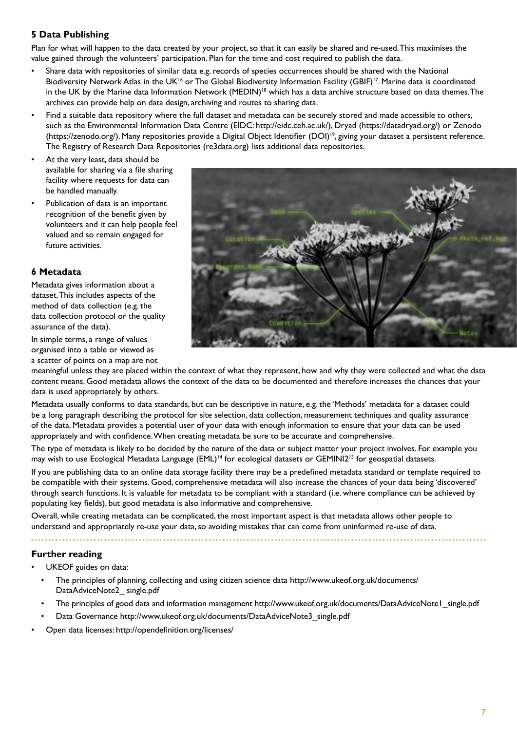## 5 Data Publishing

Plan for what will happen to the data created by your project, so that it can easily be shared and re-used. This maximises the value gained through the volunteers' participation. Plan for the time and cost required to publish the data.

- Share data with repositories of similar data e.g. records of species occurrences should be shared with the National Biodiversity Network Atlas in the UK[16] or The Global Biodiversity Information Facility (GBIF)[17]. Marine data is coordinated in the UK by the Marine data Information Network (MEDIN)[18] which has a data archive structure based on data themes. The archives can provide help on data design, archiving and routes to sharing data.
- Find a suitable data repository where the full dataset and metadata can be securely stored and made accessible to others, such as the Environmental Information Data Centre (EIDC: http://eidc.ceh.ac.uk/), Dryad (https://datadryad.org/) or Zenodo (https://zenodo.org/). Many repositories provide a Digital Object Identifier (DOI)[19], giving your dataset a persistent reference. The Registry of Research Data Repositories (re3data.org) lists additional data repositories.
- At the very least, data should be available for sharing via a file sharing facility where requests for data can be handled manually.
- Publication of data is an important recognition of the benefit given by volunteers and it can help people feel valued and so remain engaged for future activities.

## 6 Metadata

Metadata gives information about a dataset. This includes aspects of the method of data collection (e.g. the data collection protocol or the quality assurance of the data).

In simple terms, a range of values organised into a table or viewed as a scatter of points on a map are not meaningful unless they are placed within the context of what they represent, how and why they were collected and what the data content means. Good metadata allows the context of the data to be documented and therefore increases the chances that your data is used appropriately by others.

Metadata usually conforms to data standards, but can be descriptive in nature, e.g. the 'Methods' metadata for a dataset could be a long paragraph describing the protocol for site selection, data collection, measurement techniques and quality assurance of the data. Metadata provides a potential user of your data with enough information to ensure that your data can be used appropriately and with confidence. When creating metadata be sure to be accurate and comprehensive.

The type of metadata is likely to be decided by the nature of the data or subject matter your project involves. For example you may wish to use Ecological Metadata Language (EML)[14] for ecological datasets or GEMINI2[15] for geospatial datasets.

If you are publishing data to an online data storage facility there may be a predefined metadata standard or template required to be compatible with their systems. Good, comprehensive metadata will also increase the chances of your data being 'discovered' through search functions. It is valuable for metadata to be compliant with a standard (i.e. where compliance can be achieved by populating key fields), but good metadata is also informative and comprehensive.

Overall, while creating metadata can be complicated, the most important aspect is that metadata allows other people to understand and appropriately re-use your data, so avoiding mistakes that can come from uninformed re-use of data.

## Further reading

- UKEOF guides on data:
  - The principles of planning, collecting and using citizen science data http://www.ukeof.org.uk/documents/DataAdviceNote2_ single.pdf
  - The principles of good data and information management http://www.ukeof.org.uk/documents/DataAdviceNote1_single.pdf
  - Data Governance http://www.ukeof.org.uk/documents/DataAdviceNote3_single.pdf
- Open data licenses: http://opendefinition.org/licenses/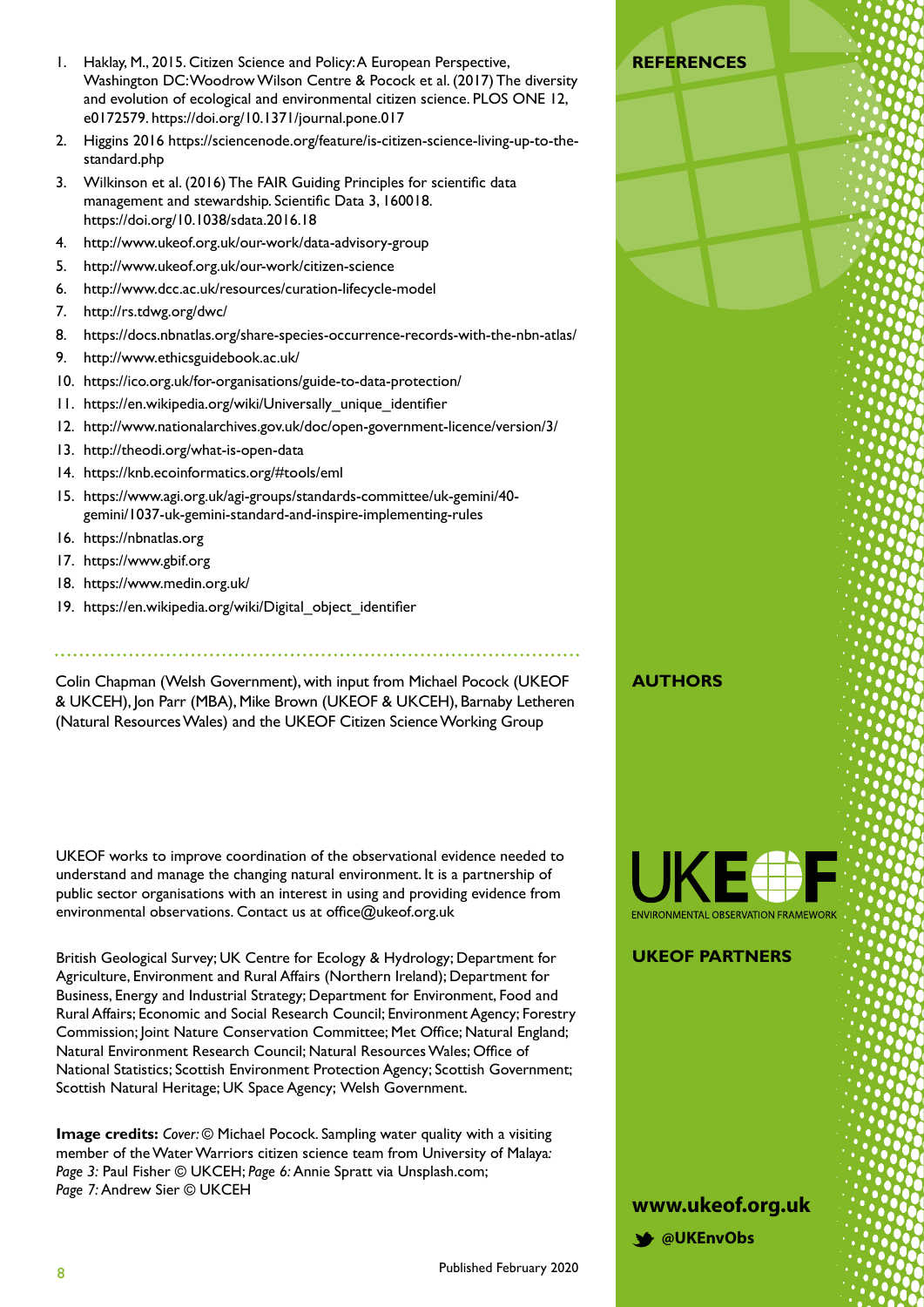## REFERENCES

1. Haklay, M., 2015. Citizen Science and Policy: A European Perspective, Washington DC: Woodrow Wilson Centre & Pocock et al. (2017) The diversity and evolution of ecological and environmental citizen science. PLOS ONE 12, e0172579. https://doi.org/10.1371/journal.pone.017
2. Higgins 2016 https://sciencenode.org/feature/is-citizen-science-living-up-to-the-standard.php
3. Wilkinson et al. (2016) The FAIR Guiding Principles for scientific data management and stewardship. Scientific Data 3, 160018. https://doi.org/10.1038/sdata.2016.18
4. http://www.ukeof.org.uk/our-work/data-advisory-group
5. http://www.ukeof.org.uk/our-work/citizen-science
6. http://www.dcc.ac.uk/resources/curation-lifecycle-model
7. http://rs.tdwg.org/dwc/
8. https://docs.nbnatlas.org/share-species-occurrence-records-with-the-nbn-atlas/
9. http://www.ethicsguidebook.ac.uk/
10. https://ico.org.uk/for-organisations/guide-to-data-protection/
11. https://en.wikipedia.org/wiki/Universally_unique_identifier
12. http://www.nationalarchives.gov.uk/doc/open-government-licence/version/3/
13. http://theodi.org/what-is-open-data
14. https://knb.ecoinformatics.org/#tools/eml
15. https://www.agi.org.uk/agi-groups/standards-committee/uk-gemini/40-gemini/1037-uk-gemini-standard-and-inspire-implementing-rules
16. https://nbnatlas.org
17. https://www.gbif.org
18. https://www.medin.org.uk/
19. https://en.wikipedia.org/wiki/Digital_object_identifier

## AUTHORS

Colin Chapman (Welsh Government), with input from Michael Pocock (UKEOF & UKCEH), Jon Parr (MBA), Mike Brown (UKEOF & UKCEH), Barnaby Letheren (Natural Resources Wales) and the UKEOF Citizen Science Working Group

UKEOF ENVIRONMENTAL OBSERVATION FRAMEWORK

UKEOF works to improve coordination of the observational evidence needed to understand and manage the changing natural environment. It is a partnership of public sector organisations with an interest in using and providing evidence from environmental observations. Contact us at office@ukeof.org.uk

## UKEOF PARTNERS

British Geological Survey; UK Centre for Ecology & Hydrology; Department for Agriculture, Environment and Rural Affairs (Northern Ireland); Department for Business, Energy and Industrial Strategy; Department for Environment, Food and Rural Affairs; Economic and Social Research Council; Environment Agency; Forestry Commission; Joint Nature Conservation Committee; Met Office; Natural England; Natural Environment Research Council; Natural Resources Wales; Office of National Statistics; Scottish Environment Protection Agency; Scottish Government; Scottish Natural Heritage; UK Space Agency; Welsh Government.

**Image credits:** *Cover:* © Michael Pocock. Sampling water quality with a visiting member of the Water Warriors citizen science team from University of Malaya*: Page 3:* Paul Fisher © UKCEH; *Page 6:* Annie Spratt via Unsplash.com; *Page 7:* Andrew Sier © UKCEH

**www.ukeof.org.uk**

**@UKEnvObs**

Published February 2020